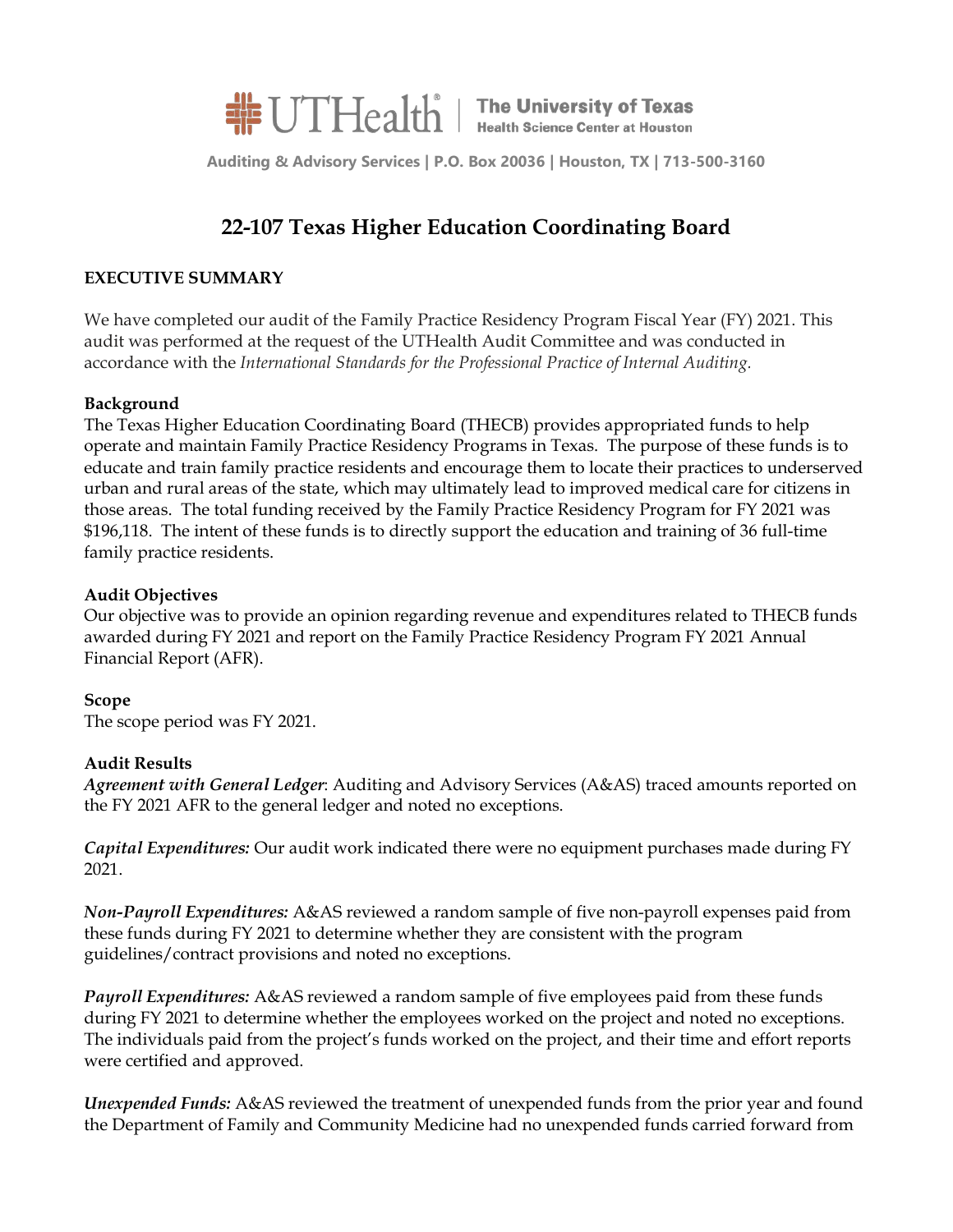UTHealth | The University of Texas Health Science Center at Houston

Auditing & Advisory Services | P.O. Box 20036 | Houston, TX | 713-500-3160

# 22-107 Texas Higher Education Coordinating Board

**EXECUTIVE SUMMARY**

We have completed our audit of the Family Practice Residency Program Fiscal Year (FY) 2021. This audit was performed at the request of the UTHealth Audit Committee and was conducted in accordance with the *International Standards for the Professional Practice of Internal Auditing.*

**Background**

The Texas Higher Education Coordinating Board (THECB) provides appropriated funds to help operate and maintain Family Practice Residency Programs in Texas. The purpose of these funds is to educate and train family practice residents and encourage them to locate their practices to underserved urban and rural areas of the state, which may ultimately lead to improved medical care for citizens in those areas. The total funding received by the Family Practice Residency Program for FY 2021 was $196,118. The intent of these funds is to directly support the education and training of 36 full-time family practice residents.

**Audit Objectives**

Our objective was to provide an opinion regarding revenue and expenditures related to THECB funds awarded during FY 2021 and report on the Family Practice Residency Program FY 2021 Annual Financial Report (AFR).

**Scope**

The scope period was FY 2021.

**Audit Results**

***Agreement with General Ledger***: Auditing and Advisory Services (A&AS) traced amounts reported on the FY 2021 AFR to the general ledger and noted no exceptions.

***Capital Expenditures:*** Our audit work indicated there were no equipment purchases made during FY 2021.

***Non-Payroll Expenditures:*** A&AS reviewed a random sample of five non-payroll expenses paid from these funds during FY 2021 to determine whether they are consistent with the program guidelines/contract provisions and noted no exceptions.

***Payroll Expenditures:*** A&AS reviewed a random sample of five employees paid from these funds during FY 2021 to determine whether the employees worked on the project and noted no exceptions. The individuals paid from the project's funds worked on the project, and their time and effort reports were certified and approved.

***Unexpended Funds:*** A&AS reviewed the treatment of unexpended funds from the prior year and found the Department of Family and Community Medicine had no unexpended funds carried forward from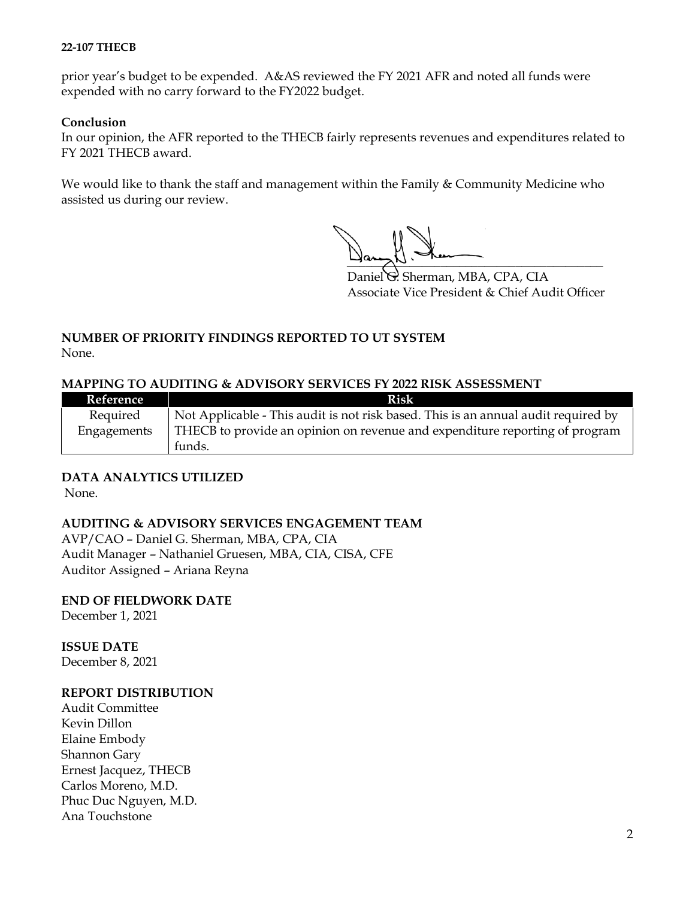prior year's budget to be expended. A&AS reviewed the FY 2021 AFR and noted all funds were expended with no carry forward to the FY2022 budget.

**Conclusion**

In our opinion, the AFR reported to the THECB fairly represents revenues and expenditures related to FY 2021 THECB award.

We would like to thank the staff and management within the Family & Community Medicine who assisted us during our review.

Daniel G. Sherman, MBA, CPA, CIA
Associate Vice President & Chief Audit Officer

**NUMBER OF PRIORITY FINDINGS REPORTED TO UT SYSTEM**

None.

**MAPPING TO AUDITING & ADVISORY SERVICES FY 2022 RISK ASSESSMENT**

| Reference | Risk |
|---|---|
| Required Engagements | Not Applicable - This audit is not risk based. This is an annual audit required by THECB to provide an opinion on revenue and expenditure reporting of program funds. |

**DATA ANALYTICS UTILIZED**

None.

**AUDITING & ADVISORY SERVICES ENGAGEMENT TEAM**

AVP/CAO – Daniel G. Sherman, MBA, CPA, CIA
Audit Manager – Nathaniel Gruesen, MBA, CIA, CISA, CFE
Auditor Assigned – Ariana Reyna

**END OF FIELDWORK DATE**

December 1, 2021

**ISSUE DATE**

December 8, 2021

**REPORT DISTRIBUTION**

Audit Committee
Kevin Dillon
Elaine Embody
Shannon Gary
Ernest Jacquez, THECB
Carlos Moreno, M.D.
Phuc Duc Nguyen, M.D.
Ana Touchstone